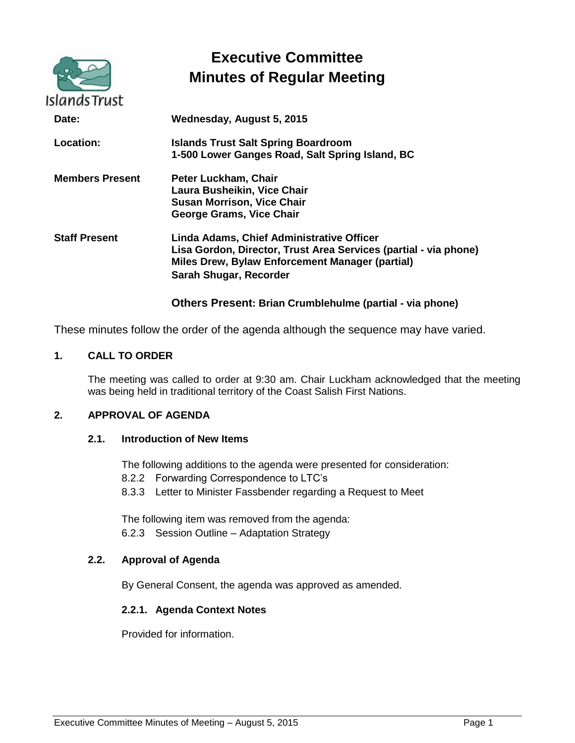# Executive Committee
# Minutes of Regular Meeting

**Date:** Wednesday, August 5, 2015

**Location:** Islands Trust Salt Spring Boardroom
1-500 Lower Ganges Road, Salt Spring Island, BC

**Members Present**
Peter Luckham, Chair
Laura Busheikin, Vice Chair
Susan Morrison, Vice Chair
George Grams, Vice Chair

**Staff Present**
Linda Adams, Chief Administrative Officer
Lisa Gordon, Director, Trust Area Services (partial - via phone)
Miles Drew, Bylaw Enforcement Manager (partial)
Sarah Shugar, Recorder

**Others Present: Brian Crumblehulme (partial - via phone)**

These minutes follow the order of the agenda although the sequence may have varied.

## 1. CALL TO ORDER

The meeting was called to order at 9:30 am. Chair Luckham acknowledged that the meeting was being held in traditional territory of the Coast Salish First Nations.

## 2. APPROVAL OF AGENDA

### 2.1. Introduction of New Items

The following additions to the agenda were presented for consideration:

8.2.2 Forwarding Correspondence to LTC's
8.3.3 Letter to Minister Fassbender regarding a Request to Meet

The following item was removed from the agenda:

6.2.3 Session Outline – Adaptation Strategy

### 2.2. Approval of Agenda

By General Consent, the agenda was approved as amended.

#### 2.2.1. Agenda Context Notes

Provided for information.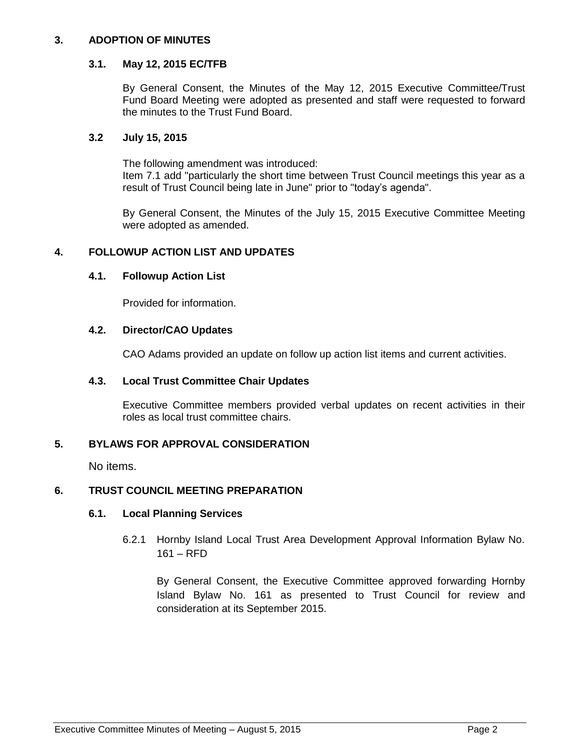## 3. ADOPTION OF MINUTES

### 3.1. May 12, 2015 EC/TFB

By General Consent, the Minutes of the May 12, 2015 Executive Committee/Trust Fund Board Meeting were adopted as presented and staff were requested to forward the minutes to the Trust Fund Board.

### 3.2 July 15, 2015

The following amendment was introduced:
Item 7.1 add "particularly the short time between Trust Council meetings this year as a result of Trust Council being late in June" prior to "today's agenda".

By General Consent, the Minutes of the July 15, 2015 Executive Committee Meeting were adopted as amended.

## 4. FOLLOWUP ACTION LIST AND UPDATES

### 4.1. Followup Action List

Provided for information.

### 4.2. Director/CAO Updates

CAO Adams provided an update on follow up action list items and current activities.

### 4.3. Local Trust Committee Chair Updates

Executive Committee members provided verbal updates on recent activities in their roles as local trust committee chairs.

## 5. BYLAWS FOR APPROVAL CONSIDERATION

No items.

## 6. TRUST COUNCIL MEETING PREPARATION

### 6.1. Local Planning Services

6.2.1 Hornby Island Local Trust Area Development Approval Information Bylaw No. 161 – RFD

By General Consent, the Executive Committee approved forwarding Hornby Island Bylaw No. 161 as presented to Trust Council for review and consideration at its September 2015.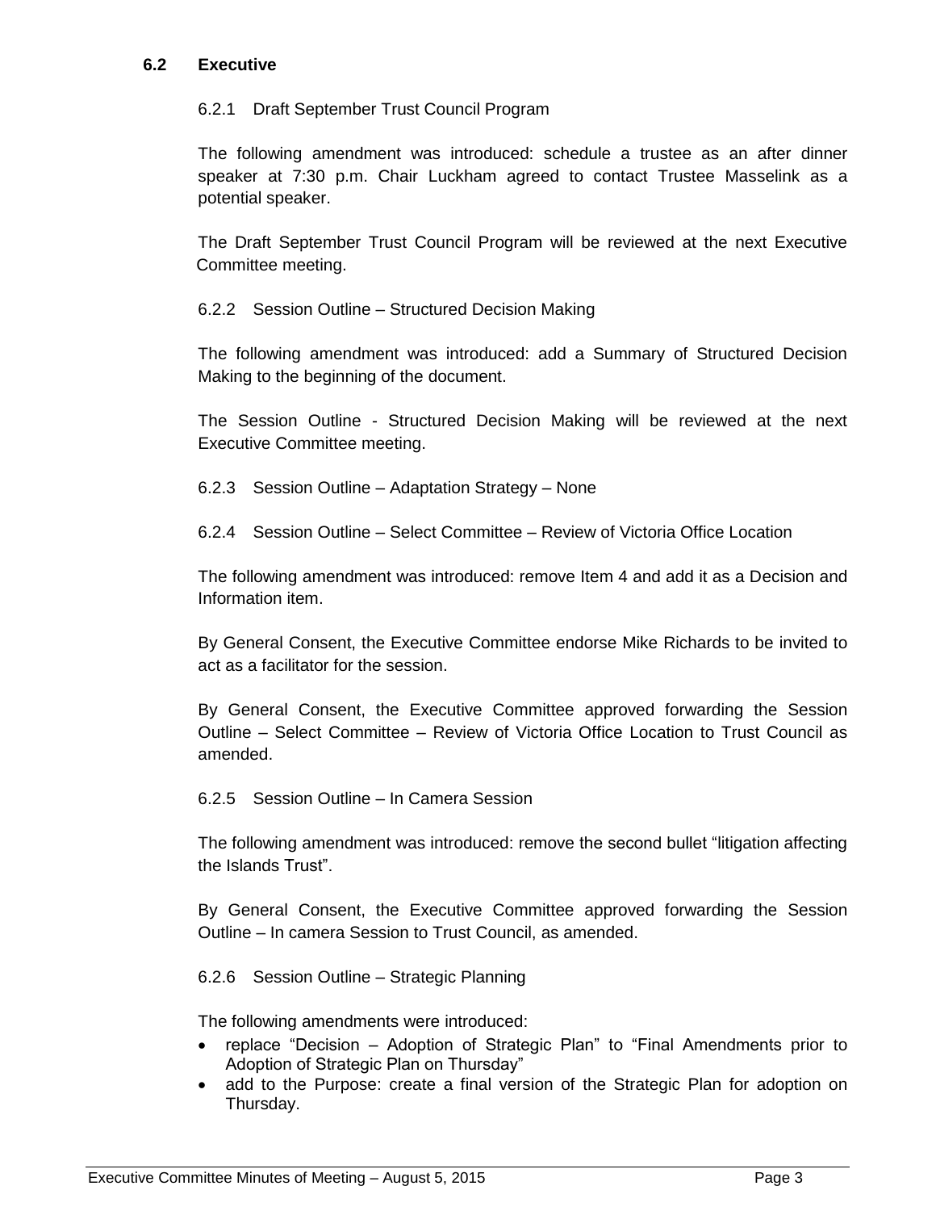### 6.2 Executive

#### 6.2.1 Draft September Trust Council Program

The following amendment was introduced: schedule a trustee as an after dinner speaker at 7:30 p.m. Chair Luckham agreed to contact Trustee Masselink as a potential speaker.

The Draft September Trust Council Program will be reviewed at the next Executive Committee meeting.

#### 6.2.2 Session Outline – Structured Decision Making

The following amendment was introduced: add a Summary of Structured Decision Making to the beginning of the document.

The Session Outline - Structured Decision Making will be reviewed at the next Executive Committee meeting.

#### 6.2.3 Session Outline – Adaptation Strategy – None

#### 6.2.4 Session Outline – Select Committee – Review of Victoria Office Location

The following amendment was introduced: remove Item 4 and add it as a Decision and Information item.

By General Consent, the Executive Committee endorse Mike Richards to be invited to act as a facilitator for the session.

By General Consent, the Executive Committee approved forwarding the Session Outline – Select Committee – Review of Victoria Office Location to Trust Council as amended.

#### 6.2.5 Session Outline – In Camera Session

The following amendment was introduced: remove the second bullet "litigation affecting the Islands Trust".

By General Consent, the Executive Committee approved forwarding the Session Outline – In camera Session to Trust Council, as amended.

#### 6.2.6 Session Outline – Strategic Planning

The following amendments were introduced:

- replace "Decision – Adoption of Strategic Plan" to "Final Amendments prior to Adoption of Strategic Plan on Thursday"
- add to the Purpose: create a final version of the Strategic Plan for adoption on Thursday.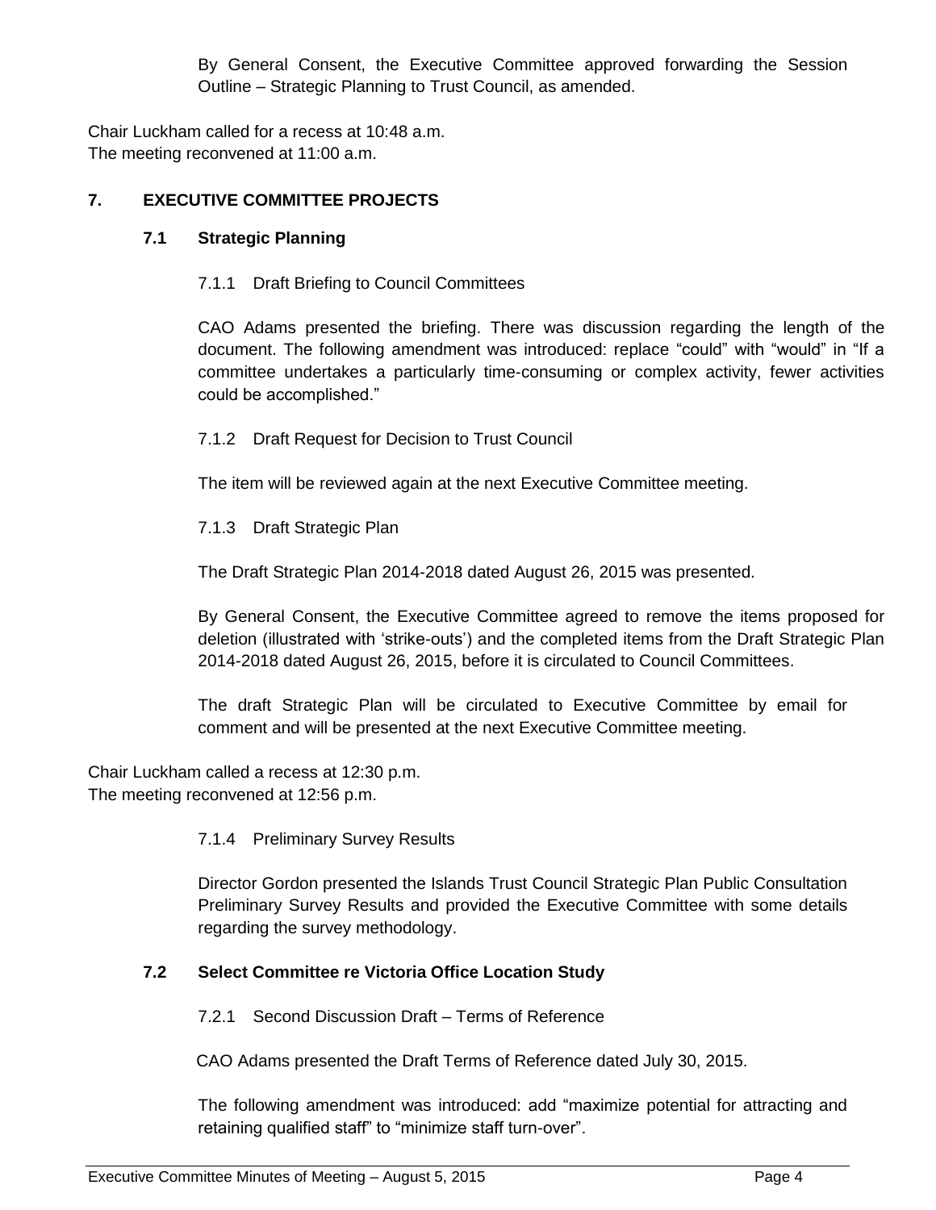By General Consent, the Executive Committee approved forwarding the Session Outline – Strategic Planning to Trust Council, as amended.

Chair Luckham called for a recess at 10:48 a.m.
The meeting reconvened at 11:00 a.m.

## 7. EXECUTIVE COMMITTEE PROJECTS

### 7.1 Strategic Planning

7.1.1 Draft Briefing to Council Committees

CAO Adams presented the briefing. There was discussion regarding the length of the document. The following amendment was introduced: replace “could” with “would” in “If a committee undertakes a particularly time-consuming or complex activity, fewer activities could be accomplished.”

7.1.2 Draft Request for Decision to Trust Council

The item will be reviewed again at the next Executive Committee meeting.

7.1.3 Draft Strategic Plan

The Draft Strategic Plan 2014-2018 dated August 26, 2015 was presented.

By General Consent, the Executive Committee agreed to remove the items proposed for deletion (illustrated with ‘strike-outs’) and the completed items from the Draft Strategic Plan 2014-2018 dated August 26, 2015, before it is circulated to Council Committees.

The draft Strategic Plan will be circulated to Executive Committee by email for comment and will be presented at the next Executive Committee meeting.

Chair Luckham called a recess at 12:30 p.m.
The meeting reconvened at 12:56 p.m.

7.1.4 Preliminary Survey Results

Director Gordon presented the Islands Trust Council Strategic Plan Public Consultation Preliminary Survey Results and provided the Executive Committee with some details regarding the survey methodology.

### 7.2 Select Committee re Victoria Office Location Study

7.2.1 Second Discussion Draft – Terms of Reference

CAO Adams presented the Draft Terms of Reference dated July 30, 2015.

The following amendment was introduced: add “maximize potential for attracting and retaining qualified staff” to “minimize staff turn-over”.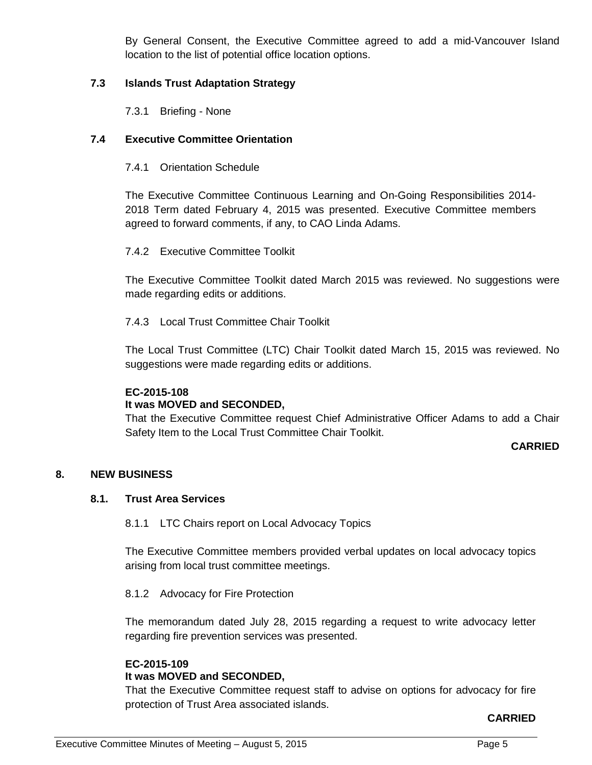By General Consent, the Executive Committee agreed to add a mid-Vancouver Island location to the list of potential office location options.

### 7.3 Islands Trust Adaptation Strategy

7.3.1 Briefing - None

### 7.4 Executive Committee Orientation

7.4.1 Orientation Schedule

The Executive Committee Continuous Learning and On-Going Responsibilities 2014-2018 Term dated February 4, 2015 was presented. Executive Committee members agreed to forward comments, if any, to CAO Linda Adams.

7.4.2 Executive Committee Toolkit

The Executive Committee Toolkit dated March 2015 was reviewed. No suggestions were made regarding edits or additions.

7.4.3 Local Trust Committee Chair Toolkit

The Local Trust Committee (LTC) Chair Toolkit dated March 15, 2015 was reviewed. No suggestions were made regarding edits or additions.

**EC-2015-108**
**It was MOVED and SECONDED,**
That the Executive Committee request Chief Administrative Officer Adams to add a Chair Safety Item to the Local Trust Committee Chair Toolkit.

**CARRIED**

## 8. NEW BUSINESS

### 8.1. Trust Area Services

8.1.1 LTC Chairs report on Local Advocacy Topics

The Executive Committee members provided verbal updates on local advocacy topics arising from local trust committee meetings.

8.1.2 Advocacy for Fire Protection

The memorandum dated July 28, 2015 regarding a request to write advocacy letter regarding fire prevention services was presented.

**EC-2015-109**
**It was MOVED and SECONDED,**
That the Executive Committee request staff to advise on options for advocacy for fire protection of Trust Area associated islands.

**CARRIED**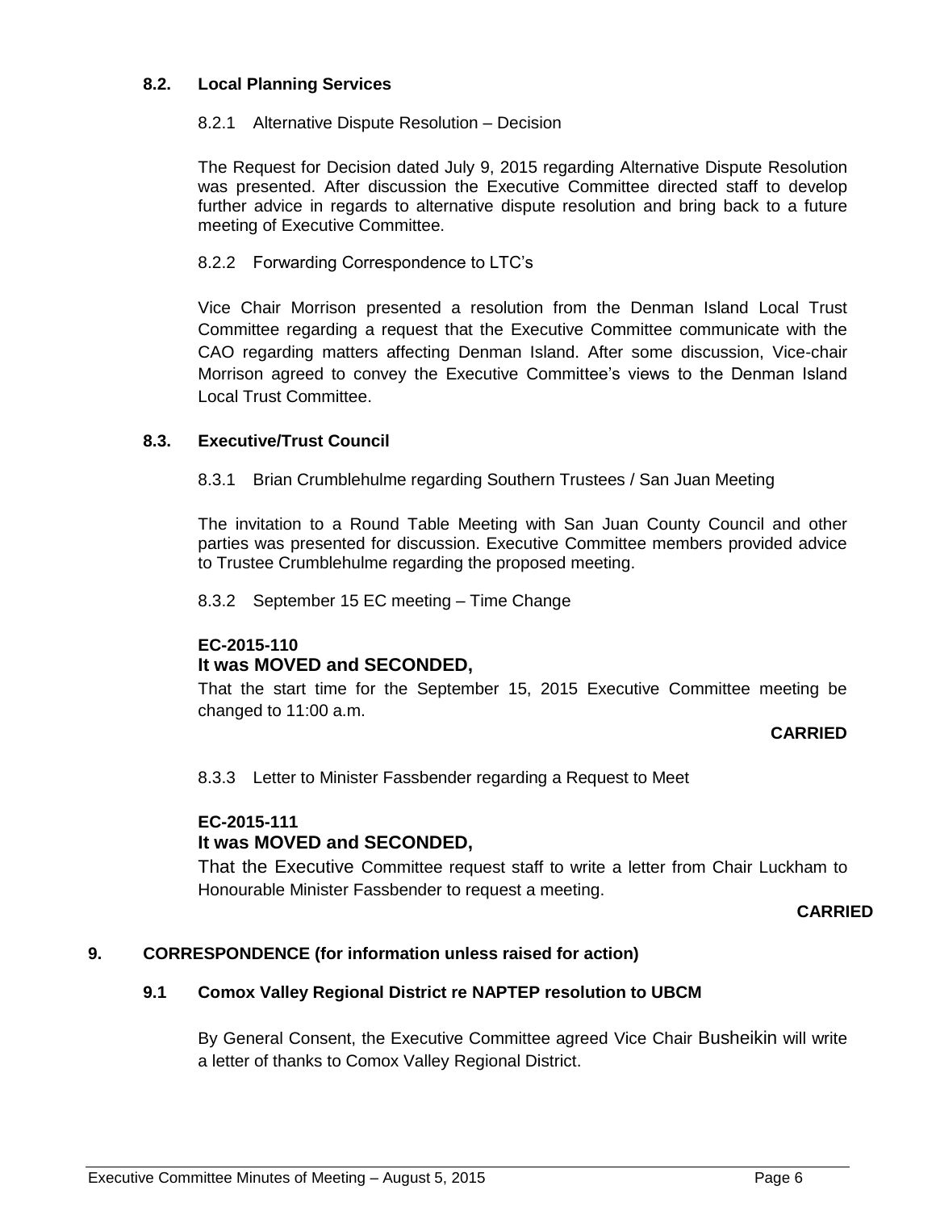### 8.2. Local Planning Services

8.2.1 Alternative Dispute Resolution – Decision

The Request for Decision dated July 9, 2015 regarding Alternative Dispute Resolution was presented. After discussion the Executive Committee directed staff to develop further advice in regards to alternative dispute resolution and bring back to a future meeting of Executive Committee.

8.2.2 Forwarding Correspondence to LTC's

Vice Chair Morrison presented a resolution from the Denman Island Local Trust Committee regarding a request that the Executive Committee communicate with the CAO regarding matters affecting Denman Island. After some discussion, Vice-chair Morrison agreed to convey the Executive Committee's views to the Denman Island Local Trust Committee.

### 8.3. Executive/Trust Council

8.3.1 Brian Crumblehulme regarding Southern Trustees / San Juan Meeting

The invitation to a Round Table Meeting with San Juan County Council and other parties was presented for discussion. Executive Committee members provided advice to Trustee Crumblehulme regarding the proposed meeting.

8.3.2 September 15 EC meeting – Time Change

**EC-2015-110**
**It was MOVED and SECONDED,**

That the start time for the September 15, 2015 Executive Committee meeting be changed to 11:00 a.m.

**CARRIED**

8.3.3 Letter to Minister Fassbender regarding a Request to Meet

**EC-2015-111**
**It was MOVED and SECONDED,**

That the Executive Committee request staff to write a letter from Chair Luckham to Honourable Minister Fassbender to request a meeting.

**CARRIED**

## 9. CORRESPONDENCE (for information unless raised for action)

### 9.1 Comox Valley Regional District re NAPTEP resolution to UBCM

By General Consent, the Executive Committee agreed Vice Chair Busheikin will write a letter of thanks to Comox Valley Regional District.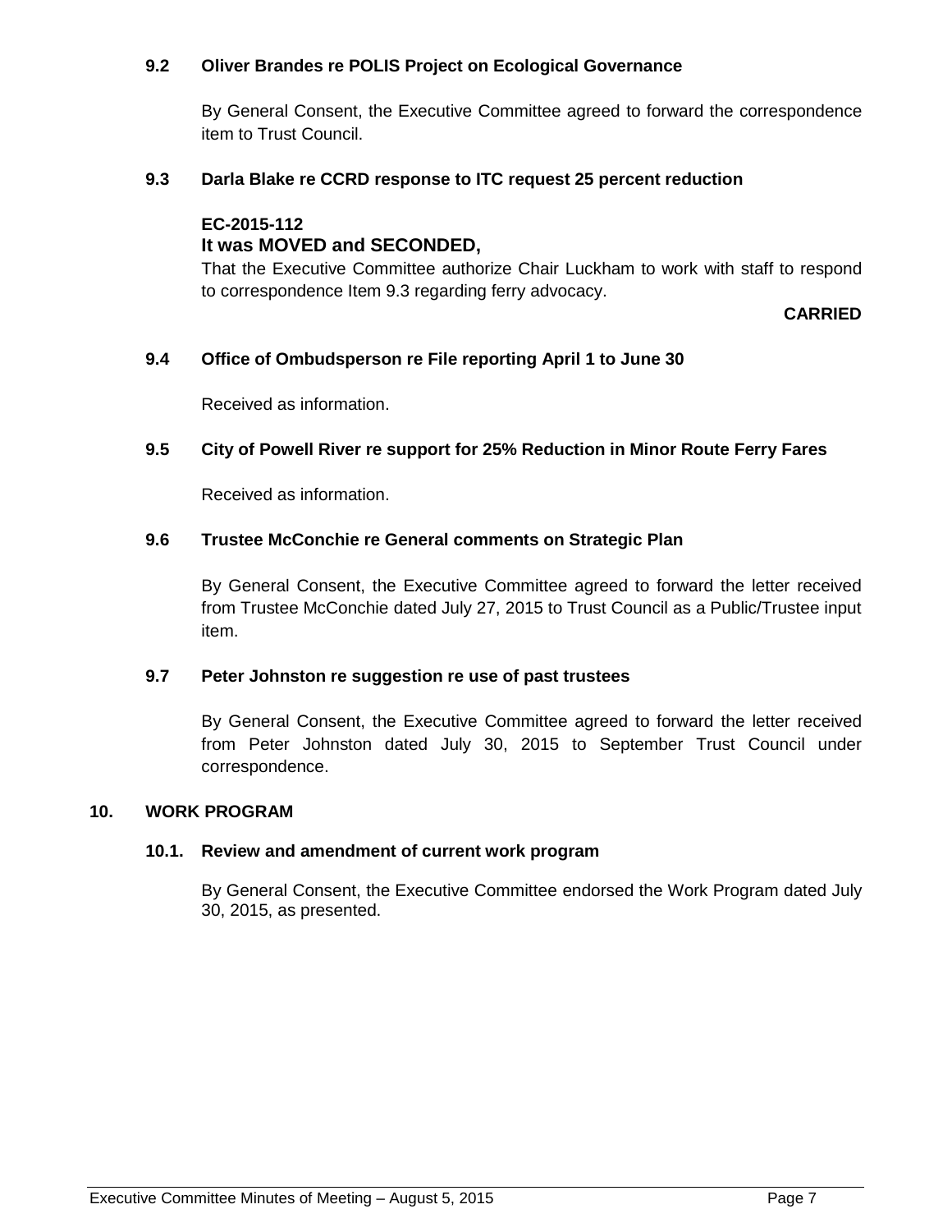### 9.2 Oliver Brandes re POLIS Project on Ecological Governance

By General Consent, the Executive Committee agreed to forward the correspondence item to Trust Council.

### 9.3 Darla Blake re CCRD response to ITC request 25 percent reduction

**EC-2015-112**

**It was MOVED and SECONDED,**

That the Executive Committee authorize Chair Luckham to work with staff to respond to correspondence Item 9.3 regarding ferry advocacy.

**CARRIED**

### 9.4 Office of Ombudsperson re File reporting April 1 to June 30

Received as information.

### 9.5 City of Powell River re support for 25% Reduction in Minor Route Ferry Fares

Received as information.

### 9.6 Trustee McConchie re General comments on Strategic Plan

By General Consent, the Executive Committee agreed to forward the letter received from Trustee McConchie dated July 27, 2015 to Trust Council as a Public/Trustee input item.

### 9.7 Peter Johnston re suggestion re use of past trustees

By General Consent, the Executive Committee agreed to forward the letter received from Peter Johnston dated July 30, 2015 to September Trust Council under correspondence.

## 10. WORK PROGRAM

### 10.1. Review and amendment of current work program

By General Consent, the Executive Committee endorsed the Work Program dated July 30, 2015, as presented.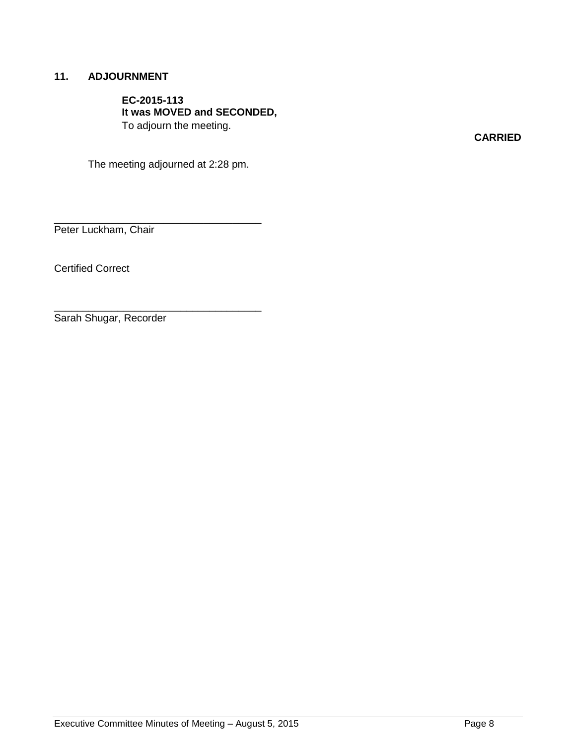## 11. ADJOURNMENT

**EC-2015-113**
**It was MOVED and SECONDED,**
To adjourn the meeting.

**CARRIED**

The meeting adjourned at 2:28 pm.

\_\_\_\_\_\_\_\_\_\_\_\_\_\_\_\_\_\_\_\_\_\_\_\_\_\_\_\_\_\_\_\_\_\_\_\_
Peter Luckham, Chair

Certified Correct

\_\_\_\_\_\_\_\_\_\_\_\_\_\_\_\_\_\_\_\_\_\_\_\_\_\_\_\_\_\_\_\_\_\_\_\_
Sarah Shugar, Recorder